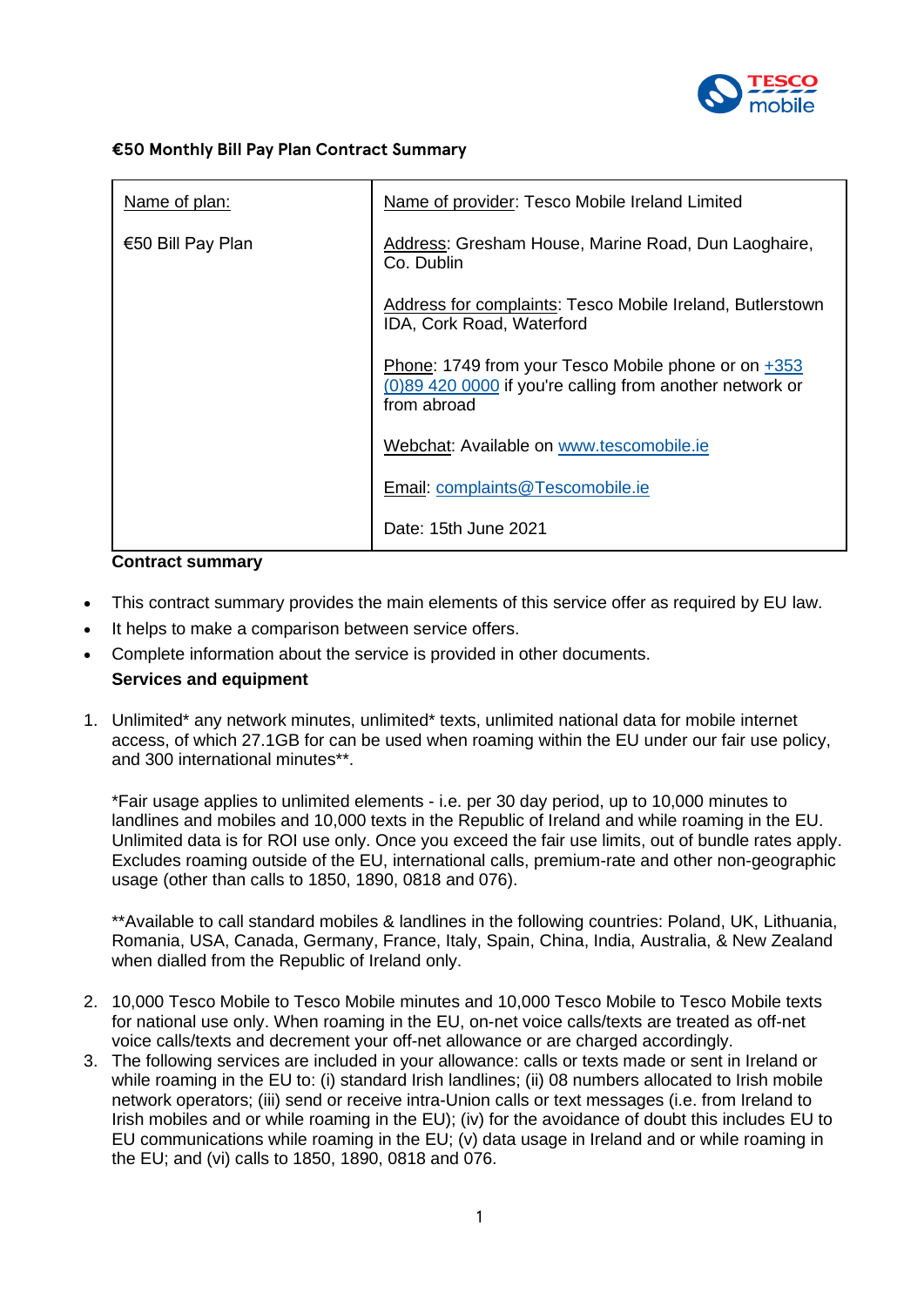**€50 Monthly Bill Pay Plan Contract Summary**

| Name of plan: | Name of provider: Tesco Mobile Ireland Limited |
|---|---|
| €50 Bill Pay Plan | Address: Gresham House, Marine Road, Dun Laoghaire, Co. Dublin<br><br>Address for complaints: Tesco Mobile Ireland, Butlerstown IDA, Cork Road, Waterford<br><br>Phone: 1749 from your Tesco Mobile phone or on +353 (0)89 420 0000 if you're calling from another network or from abroad<br><br>Webchat: Available on www.tescomobile.ie<br><br>Email: complaints@Tescomobile.ie<br><br>Date: 15th June 2021 |

**Contract summary**

- This contract summary provides the main elements of this service offer as required by EU law.
- It helps to make a comparison between service offers.
- Complete information about the service is provided in other documents.

**Services and equipment**

1. Unlimited* any network minutes, unlimited* texts, unlimited national data for mobile internet access, of which 27.1GB for can be used when roaming within the EU under our fair use policy, and 300 international minutes**.

   *Fair usage applies to unlimited elements - i.e. per 30 day period, up to 10,000 minutes to landlines and mobiles and 10,000 texts in the Republic of Ireland and while roaming in the EU. Unlimited data is for ROI use only. Once you exceed the fair use limits, out of bundle rates apply. Excludes roaming outside of the EU, international calls, premium-rate and other non-geographic usage (other than calls to 1850, 1890, 0818 and 076).

   **Available to call standard mobiles & landlines in the following countries: Poland, UK, Lithuania, Romania, USA, Canada, Germany, France, Italy, Spain, China, India, Australia, & New Zealand when dialled from the Republic of Ireland only.

2. 10,000 Tesco Mobile to Tesco Mobile minutes and 10,000 Tesco Mobile to Tesco Mobile texts for national use only. When roaming in the EU, on-net voice calls/texts are treated as off-net voice calls/texts and decrement your off-net allowance or are charged accordingly.
3. The following services are included in your allowance: calls or texts made or sent in Ireland or while roaming in the EU to: (i) standard Irish landlines; (ii) 08 numbers allocated to Irish mobile network operators; (iii) send or receive intra-Union calls or text messages (i.e. from Ireland to Irish mobiles and or while roaming in the EU); (iv) for the avoidance of doubt this includes EU to EU communications while roaming in the EU; (v) data usage in Ireland and or while roaming in the EU; and (vi) calls to 1850, 1890, 0818 and 076.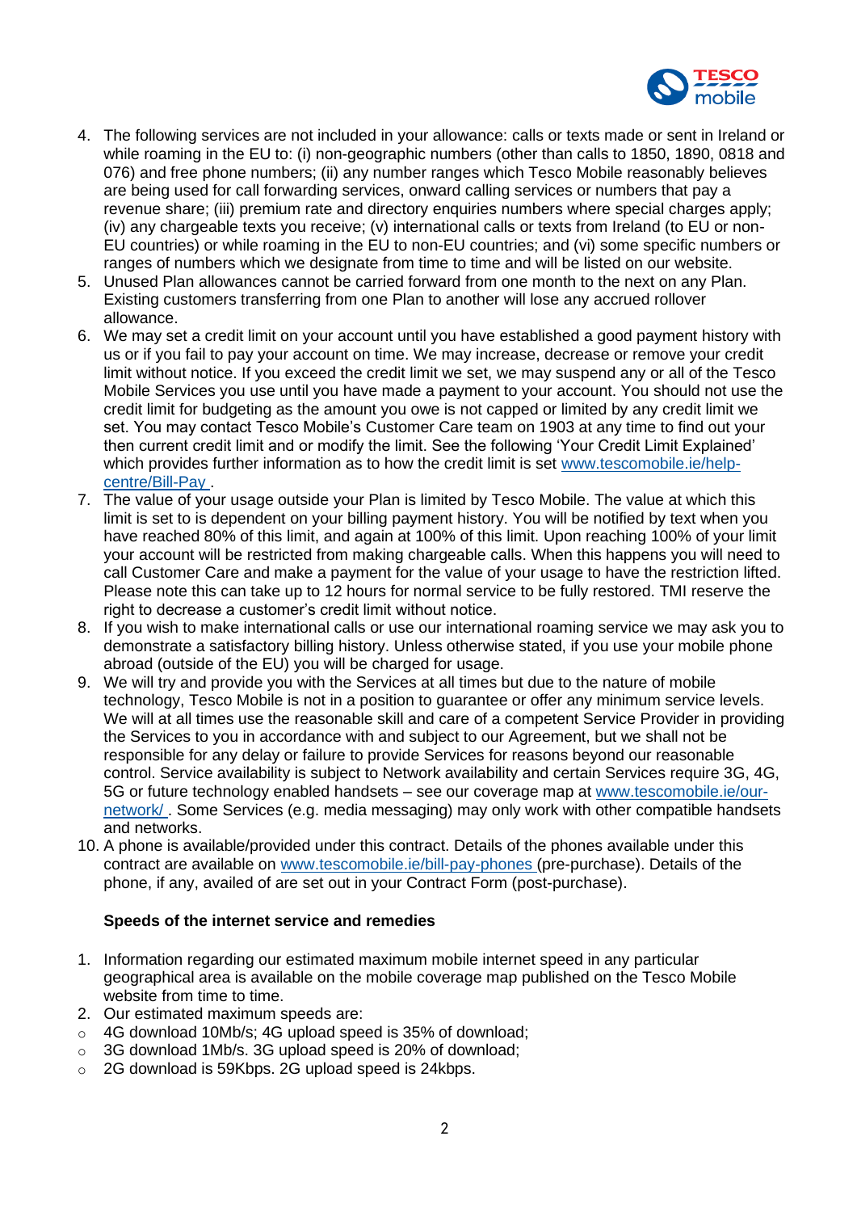4. The following services are not included in your allowance: calls or texts made or sent in Ireland or while roaming in the EU to: (i) non-geographic numbers (other than calls to 1850, 1890, 0818 and 076) and free phone numbers; (ii) any number ranges which Tesco Mobile reasonably believes are being used for call forwarding services, onward calling services or numbers that pay a revenue share; (iii) premium rate and directory enquiries numbers where special charges apply; (iv) any chargeable texts you receive; (v) international calls or texts from Ireland (to EU or non-EU countries) or while roaming in the EU to non-EU countries; and (vi) some specific numbers or ranges of numbers which we designate from time to time and will be listed on our website.
5. Unused Plan allowances cannot be carried forward from one month to the next on any Plan. Existing customers transferring from one Plan to another will lose any accrued rollover allowance.
6. We may set a credit limit on your account until you have established a good payment history with us or if you fail to pay your account on time. We may increase, decrease or remove your credit limit without notice. If you exceed the credit limit we set, we may suspend any or all of the Tesco Mobile Services you use until you have made a payment to your account. You should not use the credit limit for budgeting as the amount you owe is not capped or limited by any credit limit we set. You may contact Tesco Mobile's Customer Care team on 1903 at any time to find out your then current credit limit and or modify the limit. See the following 'Your Credit Limit Explained' which provides further information as to how the credit limit is set [www.tescomobile.ie/help-centre/Bill-Pay](www.tescomobile.ie/help-centre/Bill-Pay) .
7. The value of your usage outside your Plan is limited by Tesco Mobile. The value at which this limit is set to is dependent on your billing payment history. You will be notified by text when you have reached 80% of this limit, and again at 100% of this limit. Upon reaching 100% of your limit your account will be restricted from making chargeable calls. When this happens you will need to call Customer Care and make a payment for the value of your usage to have the restriction lifted. Please note this can take up to 12 hours for normal service to be fully restored. TMI reserve the right to decrease a customer's credit limit without notice.
8. If you wish to make international calls or use our international roaming service we may ask you to demonstrate a satisfactory billing history. Unless otherwise stated, if you use your mobile phone abroad (outside of the EU) you will be charged for usage.
9. We will try and provide you with the Services at all times but due to the nature of mobile technology, Tesco Mobile is not in a position to guarantee or offer any minimum service levels. We will at all times use the reasonable skill and care of a competent Service Provider in providing the Services to you in accordance with and subject to our Agreement, but we shall not be responsible for any delay or failure to provide Services for reasons beyond our reasonable control. Service availability is subject to Network availability and certain Services require 3G, 4G, 5G or future technology enabled handsets – see our coverage map at [www.tescomobile.ie/our-network/](www.tescomobile.ie/our-network/) . Some Services (e.g. media messaging) may only work with other compatible handsets and networks.
10. A phone is available/provided under this contract. Details of the phones available under this contract are available on [www.tescomobile.ie/bill-pay-phones](www.tescomobile.ie/bill-pay-phones) (pre-purchase). Details of the phone, if any, availed of are set out in your Contract Form (post-purchase).

**Speeds of the internet service and remedies**

1. Information regarding our estimated maximum mobile internet speed in any particular geographical area is available on the mobile coverage map published on the Tesco Mobile website from time to time.
2. Our estimated maximum speeds are:
   - 4G download 10Mb/s; 4G upload speed is 35% of download;
   - 3G download 1Mb/s. 3G upload speed is 20% of download;
   - 2G download is 59Kbps. 2G upload speed is 24kbps.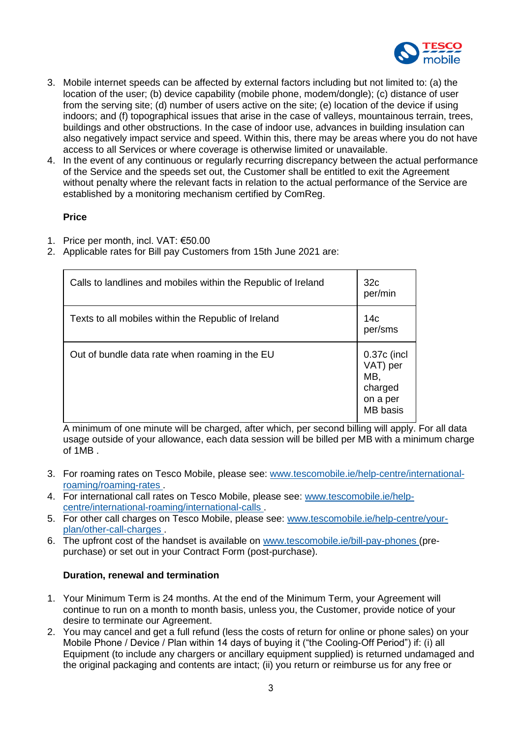3. Mobile internet speeds can be affected by external factors including but not limited to: (a) the location of the user; (b) device capability (mobile phone, modem/dongle); (c) distance of user from the serving site; (d) number of users active on the site; (e) location of the device if using indoors; and (f) topographical issues that arise in the case of valleys, mountainous terrain, trees, buildings and other obstructions. In the case of indoor use, advances in building insulation can also negatively impact service and speed. Within this, there may be areas where you do not have access to all Services or where coverage is otherwise limited or unavailable.
4. In the event of any continuous or regularly recurring discrepancy between the actual performance of the Service and the speeds set out, the Customer shall be entitled to exit the Agreement without penalty where the relevant facts in relation to the actual performance of the Service are established by a monitoring mechanism certified by ComReg.

**Price**

1. Price per month, incl. VAT: €50.00
2. Applicable rates for Bill pay Customers from 15th June 2021 are:

| | |
|---|---|
| Calls to landlines and mobiles within the Republic of Ireland | 32c per/min |
| Texts to all mobiles within the Republic of Ireland | 14c per/sms |
| Out of bundle data rate when roaming in the EU | 0.37c (incl VAT) per MB, charged on a per MB basis |

A minimum of one minute will be charged, after which, per second billing will apply. For all data usage outside of your allowance, each data session will be billed per MB with a minimum charge of 1MB .

3. For roaming rates on Tesco Mobile, please see: www.tescomobile.ie/help-centre/international-roaming/roaming-rates .
4. For international call rates on Tesco Mobile, please see: www.tescomobile.ie/help-centre/international-roaming/international-calls .
5. For other call charges on Tesco Mobile, please see: www.tescomobile.ie/help-centre/your-plan/other-call-charges .
6. The upfront cost of the handset is available on www.tescomobile.ie/bill-pay-phones (pre-purchase) or set out in your Contract Form (post-purchase).

**Duration, renewal and termination**

1. Your Minimum Term is 24 months. At the end of the Minimum Term, your Agreement will continue to run on a month to month basis, unless you, the Customer, provide notice of your desire to terminate our Agreement.
2. You may cancel and get a full refund (less the costs of return for online or phone sales) on your Mobile Phone / Device / Plan within 14 days of buying it ("the Cooling-Off Period") if: (i) all Equipment (to include any chargers or ancillary equipment supplied) is returned undamaged and the original packaging and contents are intact; (ii) you return or reimburse us for any free or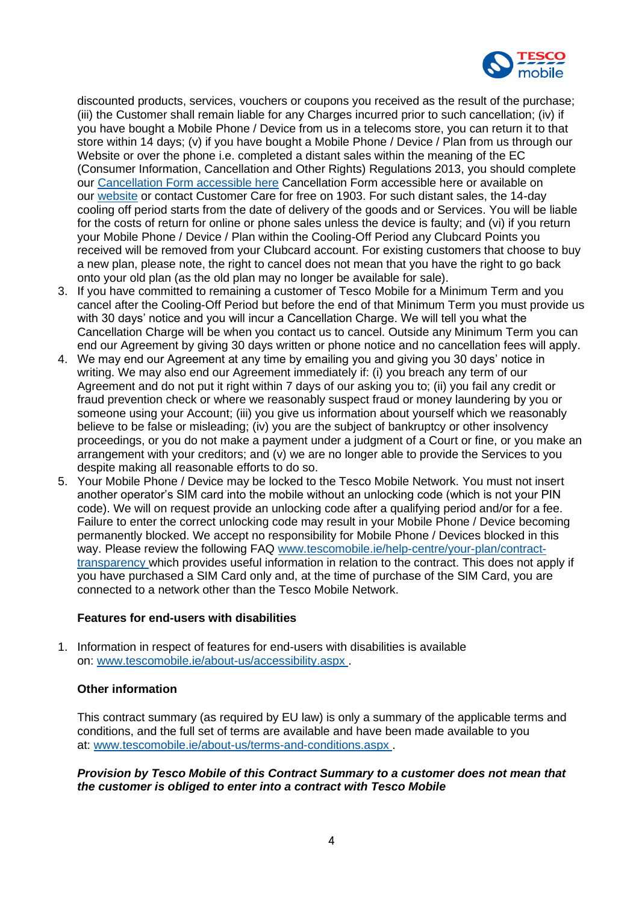discounted products, services, vouchers or coupons you received as the result of the purchase; (iii) the Customer shall remain liable for any Charges incurred prior to such cancellation; (iv) if you have bought a Mobile Phone / Device from us in a telecoms store, you can return it to that store within 14 days; (v) if you have bought a Mobile Phone / Device / Plan from us through our Website or over the phone i.e. completed a distant sales within the meaning of the EC (Consumer Information, Cancellation and Other Rights) Regulations 2013, you should complete our Cancellation Form accessible here Cancellation Form accessible here or available on our website or contact Customer Care for free on 1903. For such distant sales, the 14-day cooling off period starts from the date of delivery of the goods and or Services. You will be liable for the costs of return for online or phone sales unless the device is faulty; and (vi) if you return your Mobile Phone / Device / Plan within the Cooling-Off Period any Clubcard Points you received will be removed from your Clubcard account. For existing customers that choose to buy a new plan, please note, the right to cancel does not mean that you have the right to go back onto your old plan (as the old plan may no longer be available for sale).

3. If you have committed to remaining a customer of Tesco Mobile for a Minimum Term and you cancel after the Cooling-Off Period but before the end of that Minimum Term you must provide us with 30 days' notice and you will incur a Cancellation Charge. We will tell you what the Cancellation Charge will be when you contact us to cancel. Outside any Minimum Term you can end our Agreement by giving 30 days written or phone notice and no cancellation fees will apply.
4. We may end our Agreement at any time by emailing you and giving you 30 days' notice in writing. We may also end our Agreement immediately if: (i) you breach any term of our Agreement and do not put it right within 7 days of our asking you to; (ii) you fail any credit or fraud prevention check or where we reasonably suspect fraud or money laundering by you or someone using your Account; (iii) you give us information about yourself which we reasonably believe to be false or misleading; (iv) you are the subject of bankruptcy or other insolvency proceedings, or you do not make a payment under a judgment of a Court or fine, or you make an arrangement with your creditors; and (v) we are no longer able to provide the Services to you despite making all reasonable efforts to do so.
5. Your Mobile Phone / Device may be locked to the Tesco Mobile Network. You must not insert another operator's SIM card into the mobile without an unlocking code (which is not your PIN code). We will on request provide an unlocking code after a qualifying period and/or for a fee. Failure to enter the correct unlocking code may result in your Mobile Phone / Device becoming permanently blocked. We accept no responsibility for Mobile Phone / Devices blocked in this way. Please review the following FAQ www.tescomobile.ie/help-centre/your-plan/contract-transparency which provides useful information in relation to the contract. This does not apply if you have purchased a SIM Card only and, at the time of purchase of the SIM Card, you are connected to a network other than the Tesco Mobile Network.

**Features for end-users with disabilities**

1. Information in respect of features for end-users with disabilities is available on: www.tescomobile.ie/about-us/accessibility.aspx .

**Other information**

This contract summary (as required by EU law) is only a summary of the applicable terms and conditions, and the full set of terms are available and have been made available to you at: www.tescomobile.ie/about-us/terms-and-conditions.aspx .

***Provision by Tesco Mobile of this Contract Summary to a customer does not mean that the customer is obliged to enter into a contract with Tesco Mobile***